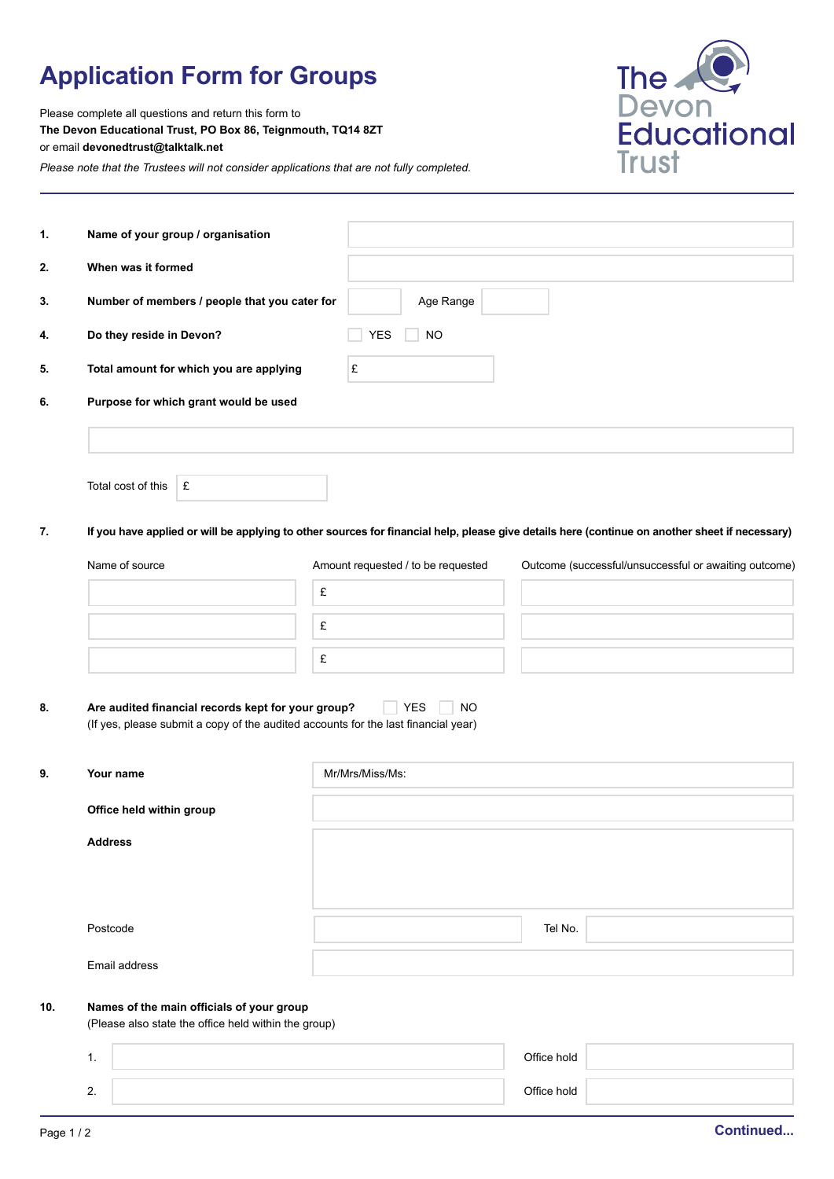# Application Form for Groups

Please complete all questions and return this form to
**The Devon Educational Trust, PO Box 86, Teignmouth, TQ14 8ZT**
or email **devonedtrust@talktalk.net**

*Please note that the Trustees will not consider applications that are not fully completed.*

The Devon Educational Trust

---

**1. Name of your group / organisation**

**2. When was it formed**

**3. Number of members / people that you cater for** Age Range

**4. Do they reside in Devon?** ☐ YES ☐ NO

**5. Total amount for which you are applying** £

**6. Purpose for which grant would be used**

Total cost of this £

**7. If you have applied or will be applying to other sources for financial help, please give details here (continue on another sheet if necessary)**

| Name of source | Amount requested / to be requested | Outcome (successful/unsuccessful or awaiting outcome) |
| --- | --- | --- |
| | £ | |
| | £ | |
| | £ | |

**8. Are audited financial records kept for your group?** ☐ YES ☐ NO
(If yes, please submit a copy of the audited accounts for the last financial year)

**9. Your name** Mr/Mrs/Miss/Ms:

**Office held within group**

**Address**

Postcode Tel No.

Email address

**10. Names of the main officials of your group**
(Please also state the office held within the group)

1. Office hold
2. Office hold

**Continued...**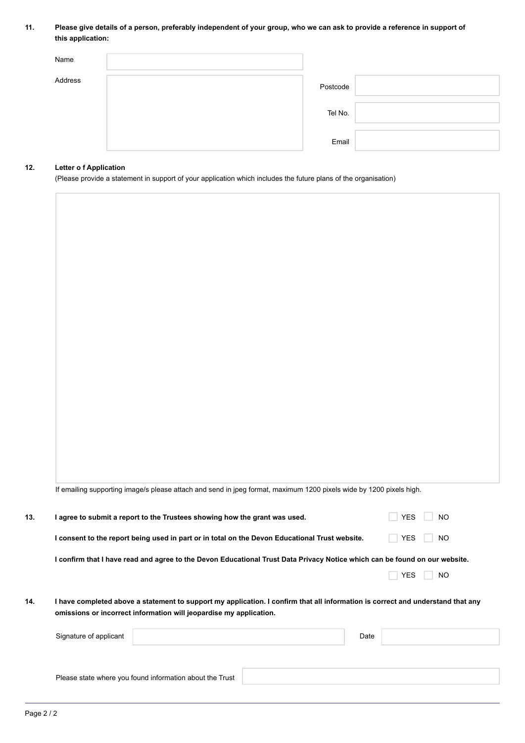**11. Please give details of a person, preferably independent of your group, who we can ask to provide a reference in support of this application:**

Name

Address

Postcode

Tel No.

Email

**12. Letter o f Application**

(Please provide a statement in support of your application which includes the future plans of the organisation)

If emailing supporting image/s please attach and send in jpeg format, maximum 1200 pixels wide by 1200 pixels high.

**13. I agree to submit a report to the Trustees showing how the grant was used.** ☐ YES ☐ NO

**I consent to the report being used in part or in total on the Devon Educational Trust website.** ☐ YES ☐ NO

**I confirm that I have read and agree to the Devon Educational Trust Data Privacy Notice which can be found on our website.** ☐ YES ☐ NO

**14. I have completed above a statement to support my application. I confirm that all information is correct and understand that any omissions or incorrect information will jeopardise my application.**

Signature of applicant

Date

Please state where you found information about the Trust